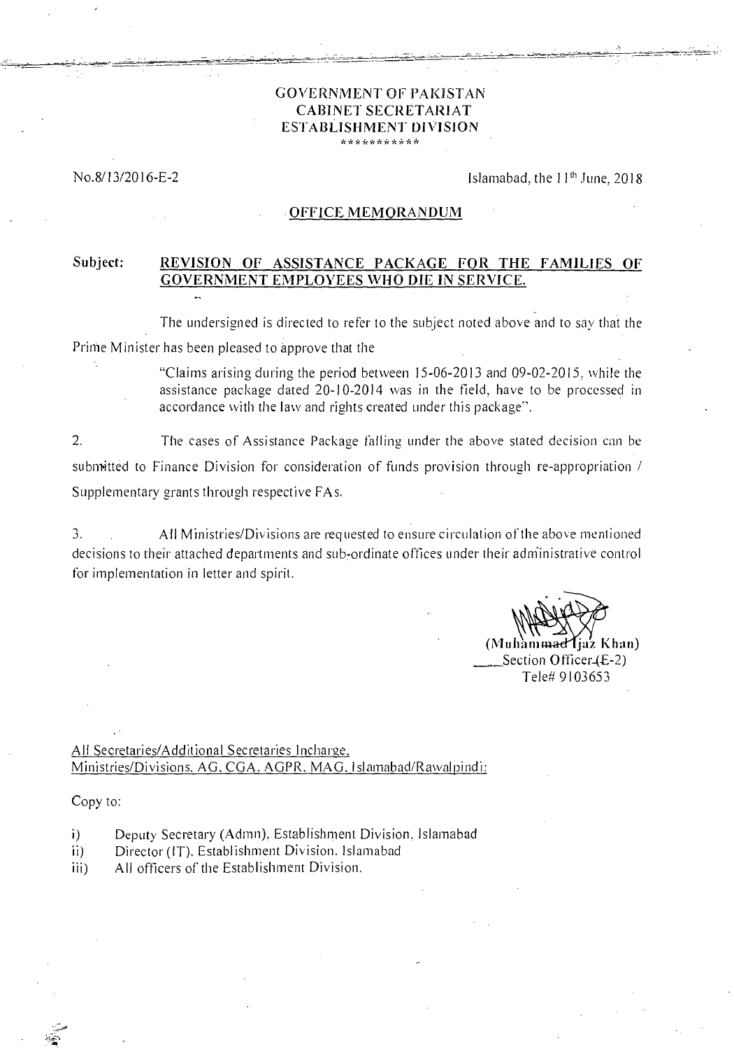# GOVERNMENT OF PAKISTAN
## CABINET SECRETARIAT
## ESTABLISHMENT DIVISION

\*\*\*\*\*\*\*\*\*\*\*

No.8/13/2016-E-2

Islamabad, the 11th June, 2018

### OFFICE MEMORANDUM

**Subject: REVISION OF ASSISTANCE PACKAGE FOR THE FAMILIES OF GOVERNMENT EMPLOYEES WHO DIE IN SERVICE.**

The undersigned is directed to refer to the subject noted above and to say that the Prime Minister has been pleased to approve that the

> "Claims arising during the period between 15-06-2013 and 09-02-2015, while the assistance package dated 20-10-2014 was in the field, have to be processed in accordance with the law and rights created under this package".

2. The cases of Assistance Package falling under the above stated decision can be submitted to Finance Division for consideration of funds provision through re-appropriation / Supplementary grants through respective FAs.

3. All Ministries/Divisions are requested to ensure circulation of the above mentioned decisions to their attached departments and sub-ordinate offices under their administrative control for implementation in letter and spirit.

(Muhammad Ijaz Khan)
Section Officer (E-2)
Tele# 9103653

All Secretaries/Additional Secretaries Incharge,
Ministries/Divisions, AG, CGA, AGPR, MAG, Islamabad/Rawalpindi:

Copy to:

i) Deputy Secretary (Admn), Establishment Division, Islamabad
ii) Director (IT), Establishment Division, Islamabad
iii) All officers of the Establishment Division.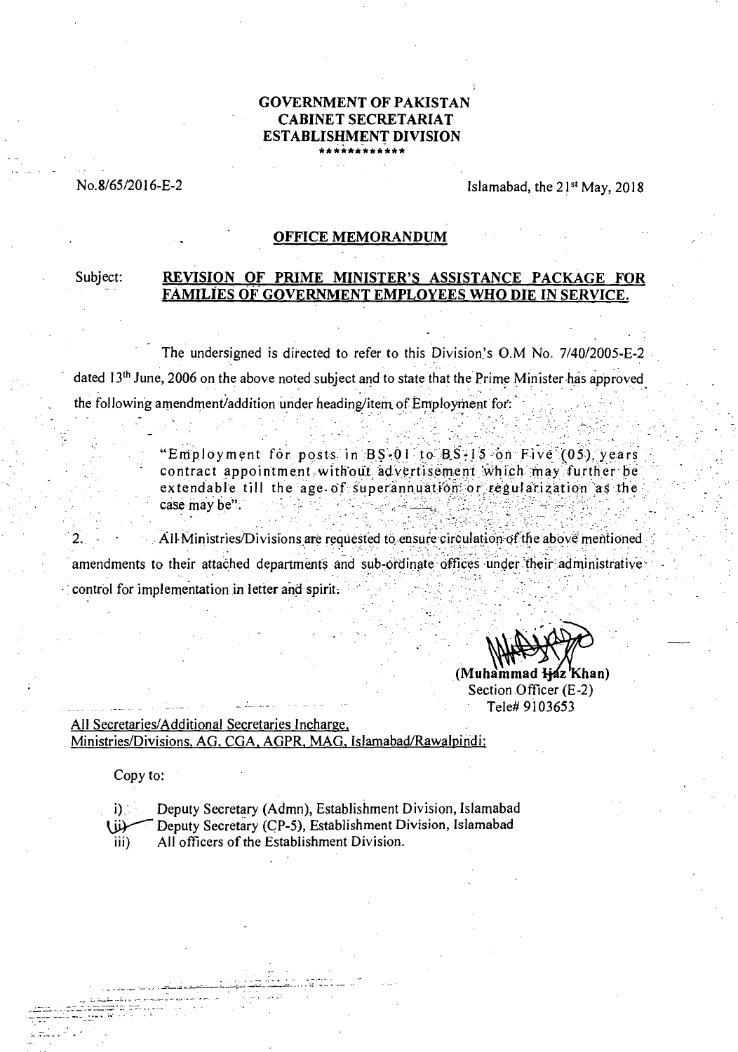**GOVERNMENT OF PAKISTAN**
**CABINET SECRETARIAT**
**ESTABLISHMENT DIVISION**
\*\*\*\*\*\*\*\*\*\*\*\*\*

No.8/65/2016-E-2

Islamabad, the 21st May, 2018

## OFFICE MEMORANDUM

Subject: **REVISION OF PRIME MINISTER'S ASSISTANCE PACKAGE FOR FAMILIES OF GOVERNMENT EMPLOYEES WHO DIE IN SERVICE.**

The undersigned is directed to refer to this Division's O.M No. 7/40/2005-E-2 dated 13th June, 2006 on the above noted subject and to state that the Prime Minister has approved the following amendment/addition under heading/item of Employment for:

> "Employment for posts in BS-01 to BS-15 on Five (05) years contract appointment without advertisement which may further be extendable till the age of superannuation or regularization as the case may be".

2. All Ministries/Divisions are requested to ensure circulation of the above mentioned amendments to their attached departments and sub-ordinate offices under their administrative control for implementation in letter and spirit.

(Muhammad Ijaz Khan)
Section Officer (E-2)
Tele# 9103653

All Secretaries/Additional Secretaries Incharge,
Ministries/Divisions, AG, CGA, AGPR, MAG, Islamabad/Rawalpindi:

Copy to:

i) Deputy Secretary (Admn), Establishment Division, Islamabad
ii) Deputy Secretary (CP-5), Establishment Division, Islamabad
iii) All officers of the Establishment Division.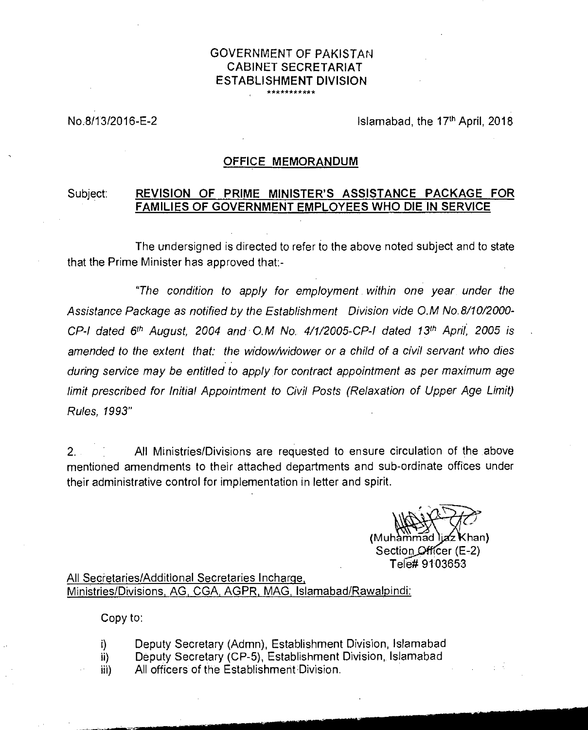**GOVERNMENT OF PAKISTAN**
**CABINET SECRETARIAT**
**ESTABLISHMENT DIVISION**
\*\*\*\*\*\*\*\*\*\*\*

No.8/13/2016-E-2 Islamabad, the 17th April, 2018

## OFFICE MEMORANDUM

Subject: **REVISION OF PRIME MINISTER'S ASSISTANCE PACKAGE FOR FAMILIES OF GOVERNMENT EMPLOYEES WHO DIE IN SERVICE**

The undersigned is directed to refer to the above noted subject and to state that the Prime Minister has approved that:-

*"The condition to apply for employment within one year under the Assistance Package as notified by the Establishment Division vide O.M No.8/10/2000-CP-I dated 6th August, 2004 and O.M No. 4/1/2005-CP-I dated 13th April, 2005 is amended to the extent that: the widow/widower or a child of a civil servant who dies during service may be entitled to apply for contract appointment as per maximum age limit prescribed for Initial Appointment to Civil Posts (Relaxation of Upper Age Limit) Rules, 1993"*

2. All Ministries/Divisions are requested to ensure circulation of the above mentioned amendments to their attached departments and sub-ordinate offices under their administrative control for implementation in letter and spirit.

(Muhammad Ijaz Khan)
Section Officer (E-2)
Tele# 9103653

All Secretaries/Additional Secretaries Incharge,
Ministries/Divisions, AG, CGA, AGPR, MAG, Islamabad/Rawalpindi:

Copy to:

i) Deputy Secretary (Admn), Establishment Division, Islamabad
ii) Deputy Secretary (CP-5), Establishment Division, Islamabad
iii) All officers of the Establishment Division.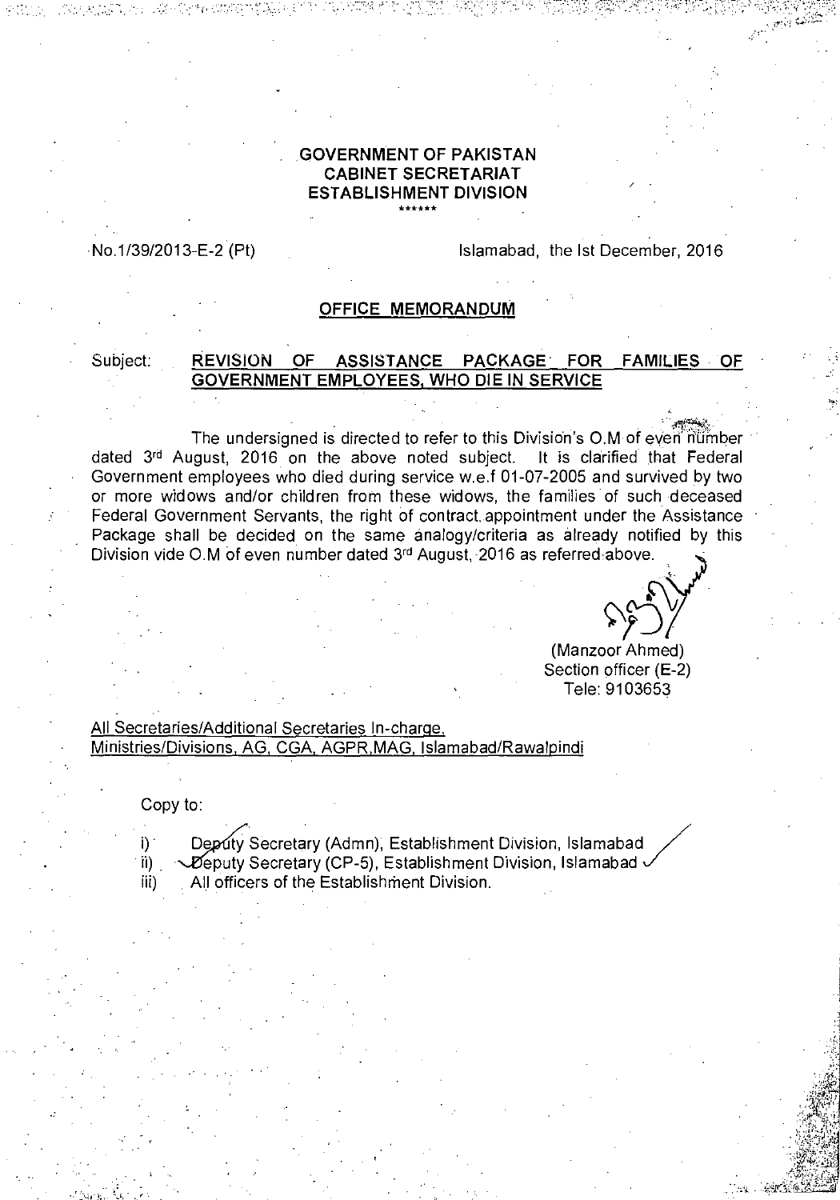**GOVERNMENT OF PAKISTAN**
**CABINET SECRETARIAT**
**ESTABLISHMENT DIVISION**

\*\*\*\*\*\*

No.1/39/2013-E-2 (Pt) Islamabad, the Ist December, 2016

**OFFICE MEMORANDUM**

Subject: **REVISION OF ASSISTANCE PACKAGE FOR FAMILIES OF GOVERNMENT EMPLOYEES, WHO DIE IN SERVICE**

The undersigned is directed to refer to this Division's O.M of even number dated 3rd August, 2016 on the above noted subject. It is clarified that Federal Government employees who died during service w.e.f 01-07-2005 and survived by two or more widows and/or children from these widows, the families of such deceased Federal Government Servants, the right of contract appointment under the Assistance Package shall be decided on the same analogy/criteria as already notified by this Division vide O.M of even number dated 3rd August, 2016 as referred above.

(Manzoor Ahmed)
Section officer (E-2)
Tele: 9103653

All Secretaries/Additional Secretaries In-charge,
Ministries/Divisions, AG, CGA, AGPR,MAG, Islamabad/Rawalpindi

Copy to:

i) Deputy Secretary (Admn), Establishment Division, Islamabad
ii) Deputy Secretary (CP-5), Establishment Division, Islamabad
iii) All officers of the Establishment Division.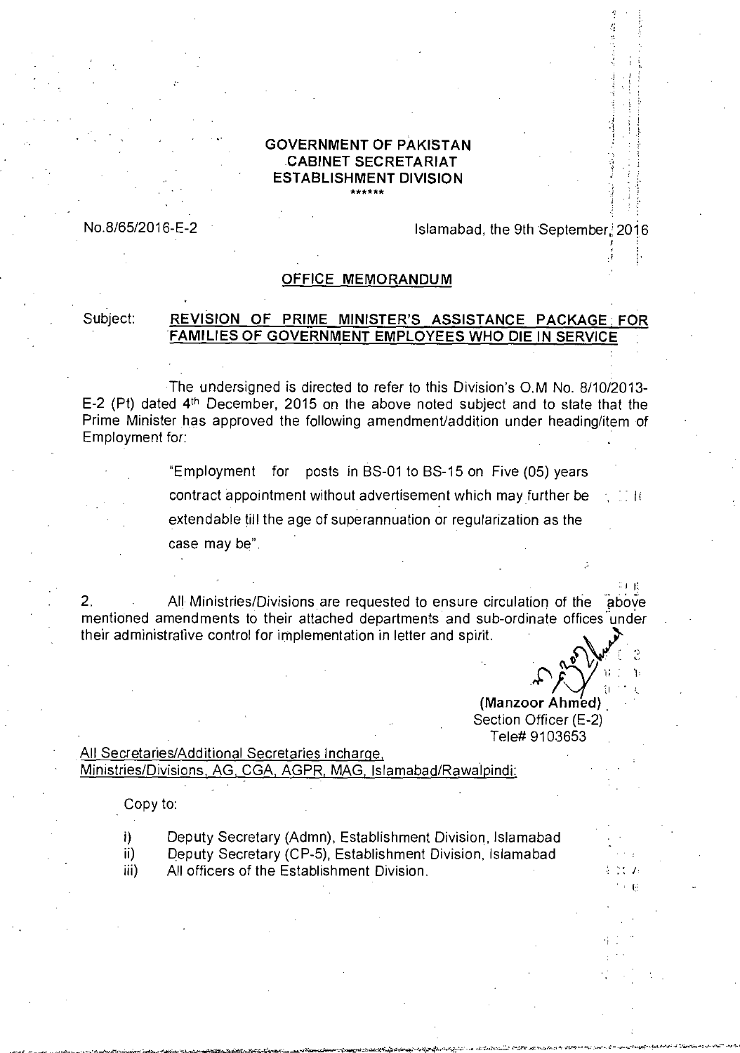**GOVERNMENT OF PAKISTAN**
**CABINET SECRETARIAT**
**ESTABLISHMENT DIVISION**
******

No.8/65/2016-E-2

Islamabad, the 9th September, 2016

## OFFICE MEMORANDUM

Subject: **REVISION OF PRIME MINISTER'S ASSISTANCE PACKAGE FOR FAMILIES OF GOVERNMENT EMPLOYEES WHO DIE IN SERVICE**

The undersigned is directed to refer to this Division's O.M No. 8/10/2013-E-2 (Pt) dated 4th December, 2015 on the above noted subject and to state that the Prime Minister has approved the following amendment/addition under heading/item of Employment for:

> "Employment for posts in BS-01 to BS-15 on Five (05) years contract appointment without advertisement which may further be extendable till the age of superannuation or regularization as the case may be".

2. All Ministries/Divisions are requested to ensure circulation of the above mentioned amendments to their attached departments and sub-ordinate offices under their administrative control for implementation in letter and spirit.

**(Manzoor Ahmed)**
Section Officer (E-2)
Tele# 9103653

All Secretaries/Additional Secretaries Incharge,
Ministries/Divisions, AG, CGA, AGPR, MAG, Islamabad/Rawalpindi.

Copy to:

i) Deputy Secretary (Admn), Establishment Division, Islamabad
ii) Deputy Secretary (CP-5), Establishment Division, Islamabad
iii) All officers of the Establishment Division.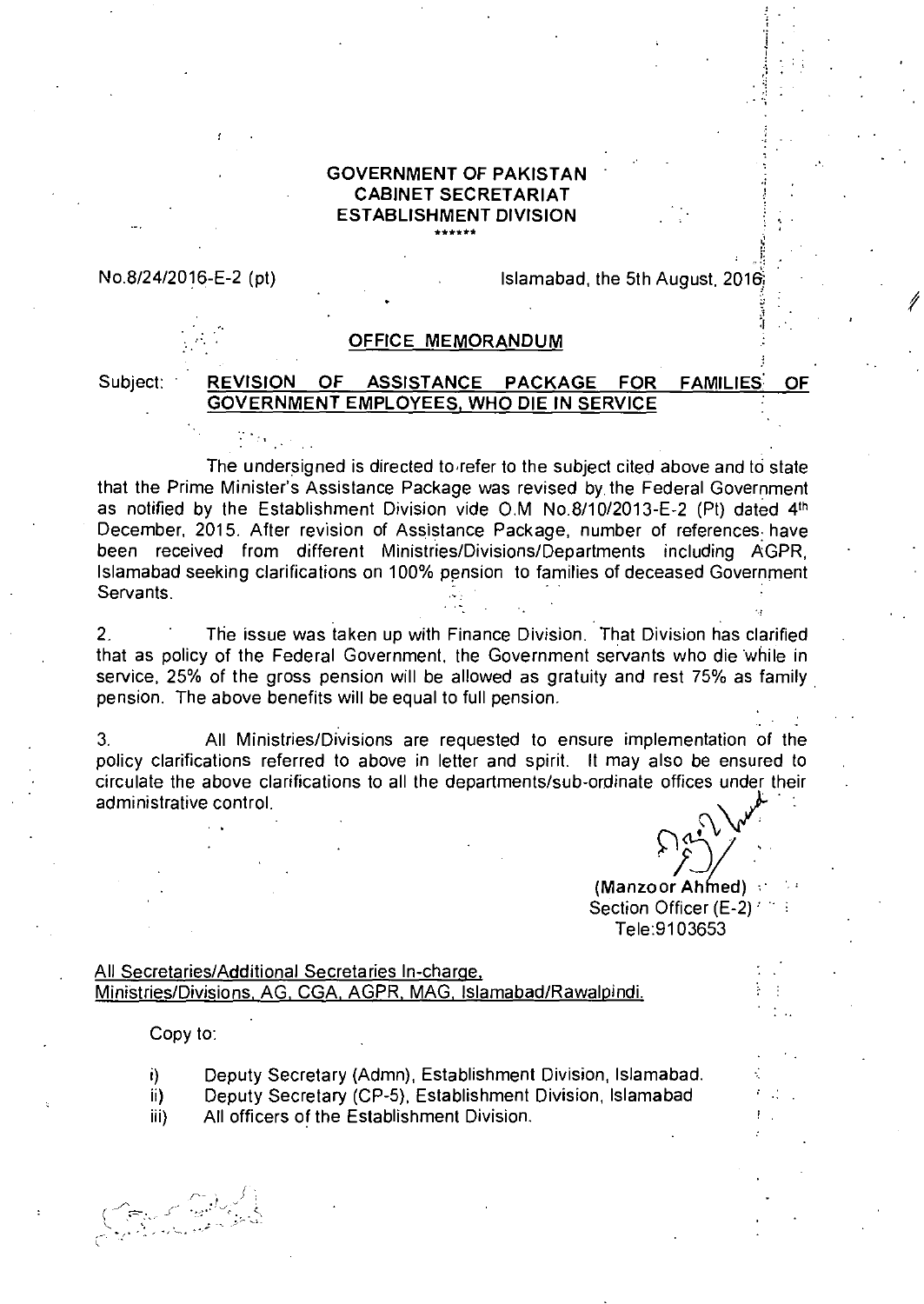**GOVERNMENT OF PAKISTAN**
**CABINET SECRETARIAT**
**ESTABLISHMENT DIVISION**

******

No.8/24/2016-E-2 (pt) Islamabad, the 5th August, 2016

**OFFICE MEMORANDUM**

Subject: **REVISION OF ASSISTANCE PACKAGE FOR FAMILIES OF GOVERNMENT EMPLOYEES, WHO DIE IN SERVICE**

The undersigned is directed to refer to the subject cited above and to state that the Prime Minister's Assistance Package was revised by the Federal Government as notified by the Establishment Division vide O.M No.8/10/2013-E-2 (Pt) dated 4th December, 2015. After revision of Assistance Package, number of references have been received from different Ministries/Divisions/Departments including AGPR, Islamabad seeking clarifications on 100% pension to families of deceased Government Servants.

2. The issue was taken up with Finance Division. That Division has clarified that as policy of the Federal Government, the Government servants who die while in service, 25% of the gross pension will be allowed as gratuity and rest 75% as family pension. The above benefits will be equal to full pension.

3. All Ministries/Divisions are requested to ensure implementation of the policy clarifications referred to above in letter and spirit. It may also be ensured to circulate the above clarifications to all the departments/sub-ordinate offices under their administrative control.

**(Manzoor Ahmed)**
Section Officer (E-2)
Tele:9103653

All Secretaries/Additional Secretaries In-charge,
Ministries/Divisions, AG, CGA, AGPR, MAG, Islamabad/Rawalpindi.

Copy to:

i) Deputy Secretary (Admn), Establishment Division, Islamabad.
ii) Deputy Secretary (CP-5), Establishment Division, Islamabad
iii) All officers of the Establishment Division.